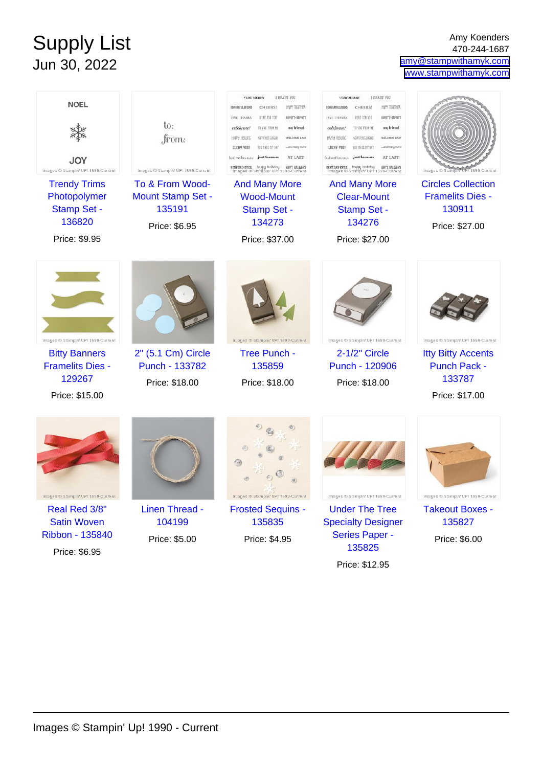# Supply List

## Jun 30, 2022

Amy Koenders
470-244-1687
amy@stampwithamyk.com
www.stampwithamyk.com

Trendy Trims Photopolymer Stamp Set - 136820
Price: $9.95

To & From Wood-Mount Stamp Set - 135191
Price: $6.95

And Many More Wood-Mount Stamp Set - 134273
Price: $37.00

And Many More Clear-Mount Stamp Set - 134276
Price: $27.00

Circles Collection Framelits Dies - 130911
Price: $27.00

Bitty Banners Framelits Dies - 129267
Price: $15.00

2" (5.1 Cm) Circle Punch - 133782
Price: $18.00

Tree Punch - 135859
Price: $18.00

2-1/2" Circle Punch - 120906
Price: $18.00

Itty Bitty Accents Punch Pack - 133787
Price: $17.00

Real Red 3/8" Satin Woven Ribbon - 135840
Price: $6.95

Linen Thread - 104199
Price: $5.00

Frosted Sequins - 135835
Price: $4.95

Under The Tree Specialty Designer Series Paper - 135825
Price: $12.95

Takeout Boxes - 135827
Price: $6.00

Images © Stampin' Up! 1990 - Current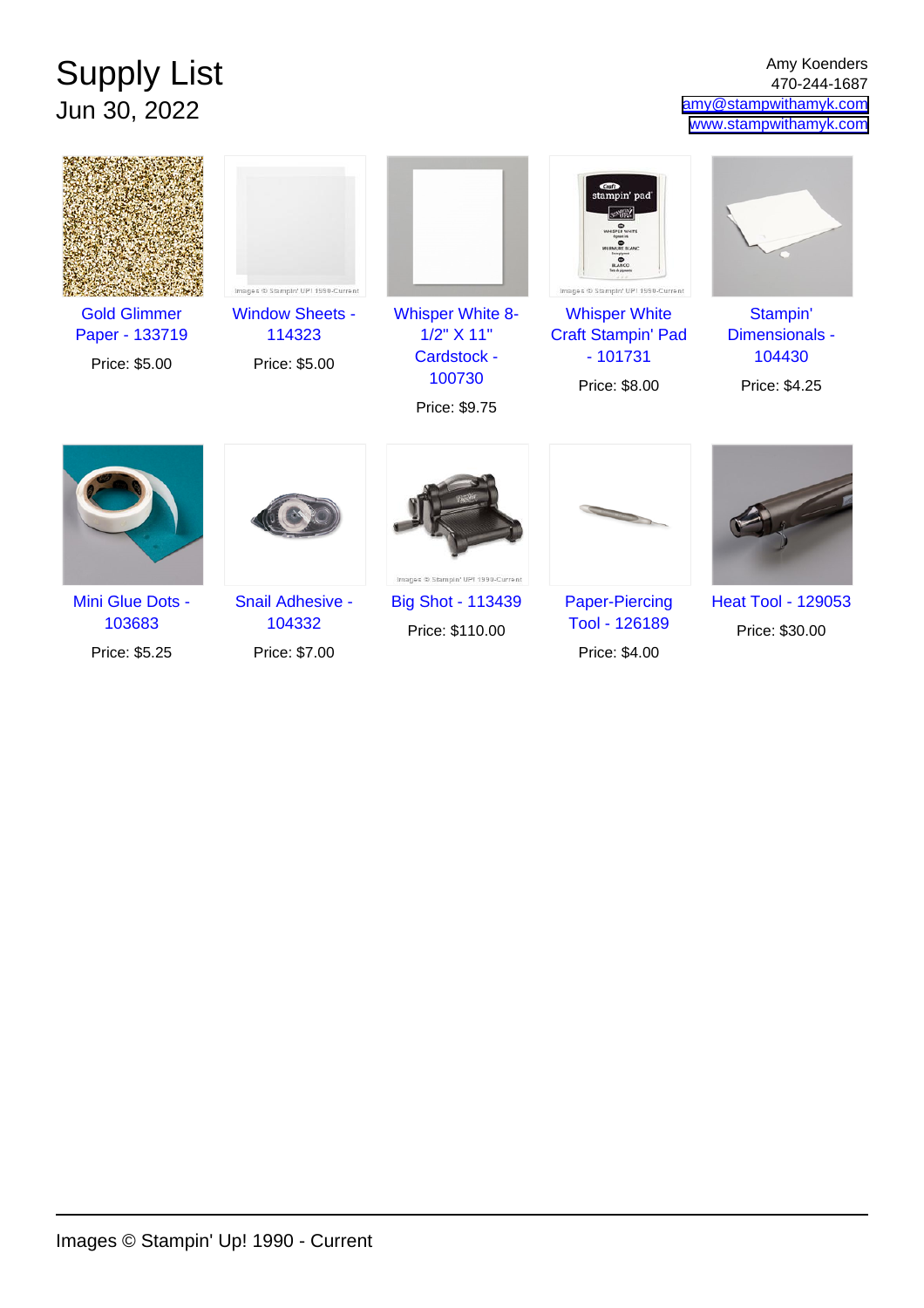# Supply List

Jun 30, 2022

Amy Koenders
470-244-1687
amy@stampwithamyk.com
www.stampwithamyk.com

Gold Glimmer Paper - 133719
Price: $5.00

Window Sheets - 114323
Price: $5.00

Whisper White 8-1/2" X 11" Cardstock - 100730
Price: $9.75

Whisper White Craft Stampin' Pad - 101731
Price: $8.00

Stampin' Dimensionals - 104430
Price: $4.25

Mini Glue Dots - 103683
Price: $5.25

Snail Adhesive - 104332
Price: $7.00

Big Shot - 113439
Price: $110.00

Paper-Piercing Tool - 126189
Price: $4.00

Heat Tool - 129053
Price: $30.00

Images © Stampin' Up! 1990 - Current